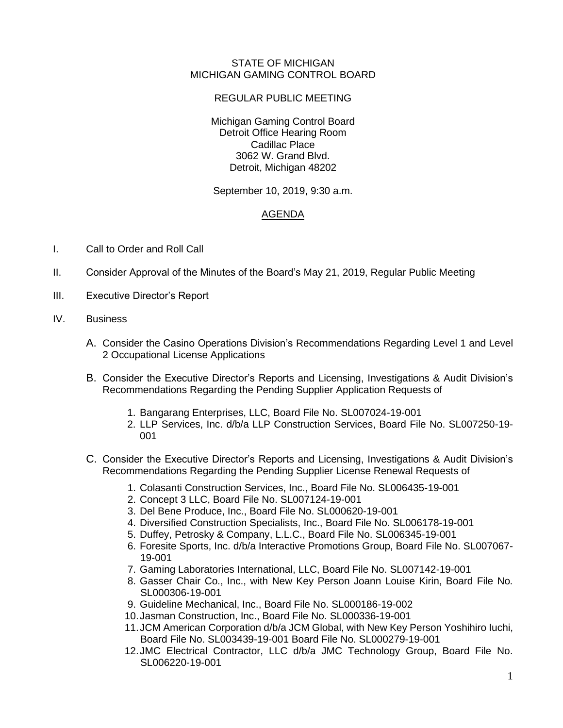STATE OF MICHIGAN
MICHIGAN GAMING CONTROL BOARD

REGULAR PUBLIC MEETING

Michigan Gaming Control Board
Detroit Office Hearing Room
Cadillac Place
3062 W. Grand Blvd.
Detroit, Michigan 48202

September 10, 2019, 9:30 a.m.

## AGENDA

I. Call to Order and Roll Call

II. Consider Approval of the Minutes of the Board's May 21, 2019, Regular Public Meeting

III. Executive Director's Report

IV. Business

A. Consider the Casino Operations Division's Recommendations Regarding Level 1 and Level 2 Occupational License Applications

B. Consider the Executive Director's Reports and Licensing, Investigations & Audit Division's Recommendations Regarding the Pending Supplier Application Requests of

1. Bangarang Enterprises, LLC, Board File No. SL007024-19-001
2. LLP Services, Inc. d/b/a LLP Construction Services, Board File No. SL007250-19-001

C. Consider the Executive Director's Reports and Licensing, Investigations & Audit Division's Recommendations Regarding the Pending Supplier License Renewal Requests of

1. Colasanti Construction Services, Inc., Board File No. SL006435-19-001
2. Concept 3 LLC, Board File No. SL007124-19-001
3. Del Bene Produce, Inc., Board File No. SL000620-19-001
4. Diversified Construction Specialists, Inc., Board File No. SL006178-19-001
5. Duffey, Petrosky & Company, L.L.C., Board File No. SL006345-19-001
6. Foresite Sports, Inc. d/b/a Interactive Promotions Group, Board File No. SL007067-19-001
7. Gaming Laboratories International, LLC, Board File No. SL007142-19-001
8. Gasser Chair Co., Inc., with New Key Person Joann Louise Kirin, Board File No. SL000306-19-001
9. Guideline Mechanical, Inc., Board File No. SL000186-19-002
10. Jasman Construction, Inc., Board File No. SL000336-19-001
11. JCM American Corporation d/b/a JCM Global, with New Key Person Yoshihiro Iuchi, Board File No. SL003439-19-001 Board File No. SL000279-19-001
12. JMC Electrical Contractor, LLC d/b/a JMC Technology Group, Board File No. SL006220-19-001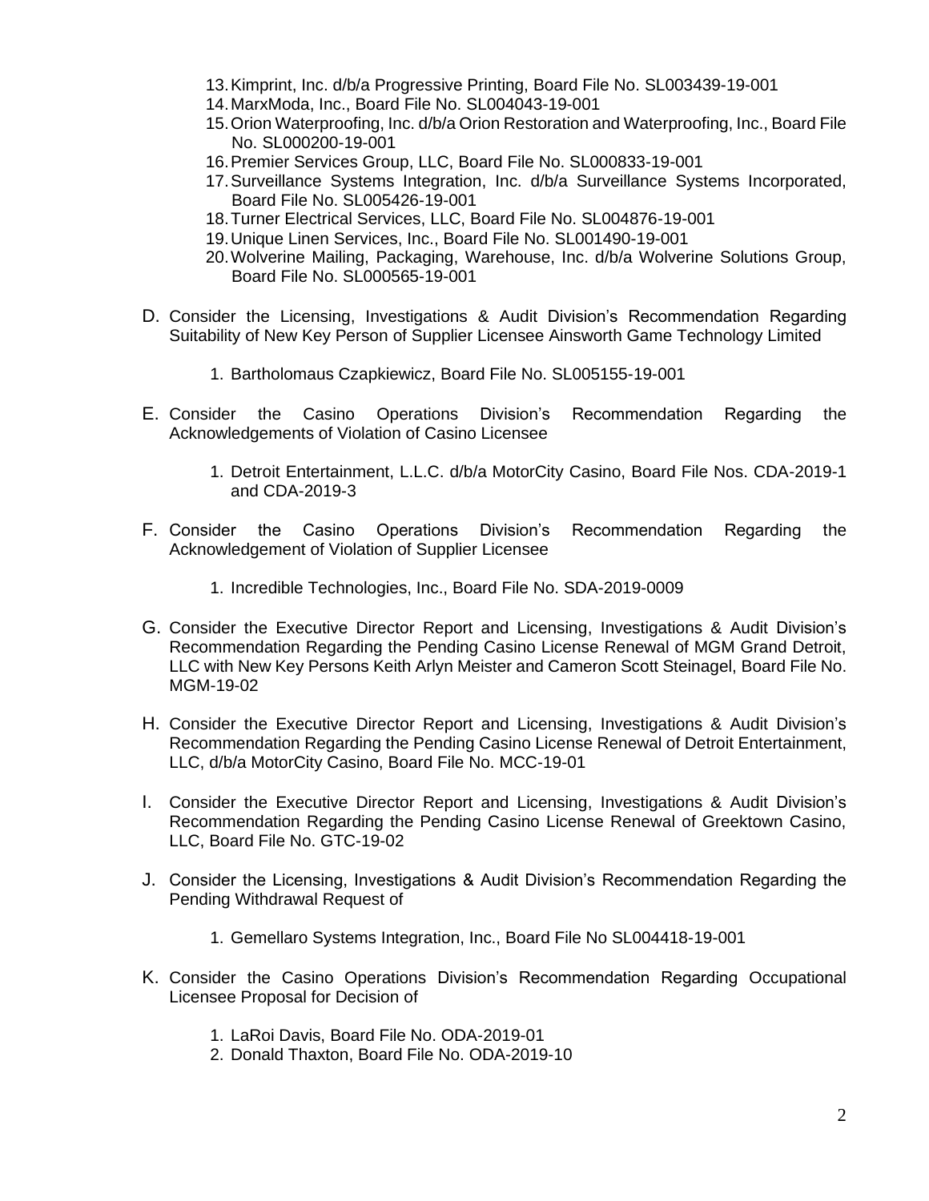13. Kimprint, Inc. d/b/a Progressive Printing, Board File No. SL003439-19-001
14. MarxModa, Inc., Board File No. SL004043-19-001
15. Orion Waterproofing, Inc. d/b/a Orion Restoration and Waterproofing, Inc., Board File No. SL000200-19-001
16. Premier Services Group, LLC, Board File No. SL000833-19-001
17. Surveillance Systems Integration, Inc. d/b/a Surveillance Systems Incorporated, Board File No. SL005426-19-001
18. Turner Electrical Services, LLC, Board File No. SL004876-19-001
19. Unique Linen Services, Inc., Board File No. SL001490-19-001
20. Wolverine Mailing, Packaging, Warehouse, Inc. d/b/a Wolverine Solutions Group, Board File No. SL000565-19-001

D. Consider the Licensing, Investigations & Audit Division's Recommendation Regarding Suitability of New Key Person of Supplier Licensee Ainsworth Game Technology Limited

1. Bartholomaus Czapkiewicz, Board File No. SL005155-19-001

E. Consider the Casino Operations Division's Recommendation Regarding the Acknowledgements of Violation of Casino Licensee

1. Detroit Entertainment, L.L.C. d/b/a MotorCity Casino, Board File Nos. CDA-2019-1 and CDA-2019-3

F. Consider the Casino Operations Division's Recommendation Regarding the Acknowledgement of Violation of Supplier Licensee

1. Incredible Technologies, Inc., Board File No. SDA-2019-0009

G. Consider the Executive Director Report and Licensing, Investigations & Audit Division's Recommendation Regarding the Pending Casino License Renewal of MGM Grand Detroit, LLC with New Key Persons Keith Arlyn Meister and Cameron Scott Steinagel, Board File No. MGM-19-02

H. Consider the Executive Director Report and Licensing, Investigations & Audit Division's Recommendation Regarding the Pending Casino License Renewal of Detroit Entertainment, LLC, d/b/a MotorCity Casino, Board File No. MCC-19-01

I. Consider the Executive Director Report and Licensing, Investigations & Audit Division's Recommendation Regarding the Pending Casino License Renewal of Greektown Casino, LLC, Board File No. GTC-19-02

J. Consider the Licensing, Investigations & Audit Division's Recommendation Regarding the Pending Withdrawal Request of

1. Gemellaro Systems Integration, Inc., Board File No SL004418-19-001

K. Consider the Casino Operations Division's Recommendation Regarding Occupational Licensee Proposal for Decision of

1. LaRoi Davis, Board File No. ODA-2019-01
2. Donald Thaxton, Board File No. ODA-2019-10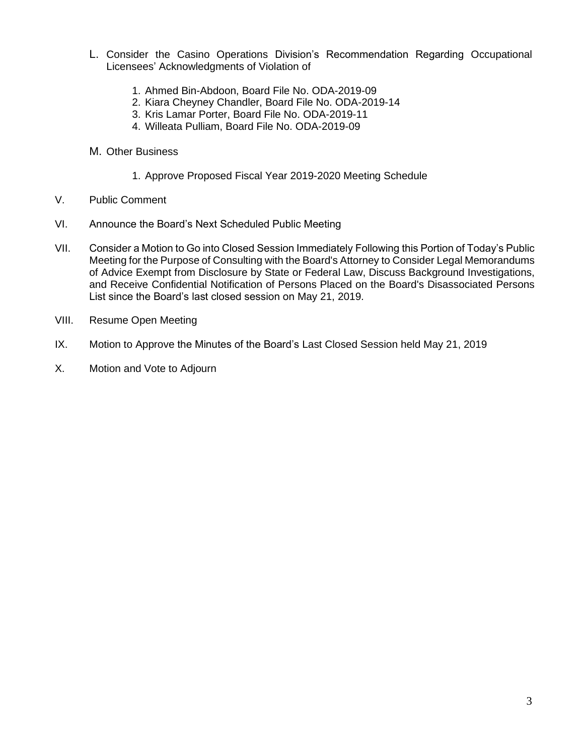L. Consider the Casino Operations Division's Recommendation Regarding Occupational Licensees' Acknowledgments of Violation of

   1. Ahmed Bin-Abdoon, Board File No. ODA-2019-09
   2. Kiara Cheyney Chandler, Board File No. ODA-2019-14
   3. Kris Lamar Porter, Board File No. ODA-2019-11
   4. Willeata Pulliam, Board File No. ODA-2019-09

M. Other Business

   1. Approve Proposed Fiscal Year 2019-2020 Meeting Schedule

V. Public Comment

VI. Announce the Board's Next Scheduled Public Meeting

VII. Consider a Motion to Go into Closed Session Immediately Following this Portion of Today's Public Meeting for the Purpose of Consulting with the Board's Attorney to Consider Legal Memorandums of Advice Exempt from Disclosure by State or Federal Law, Discuss Background Investigations, and Receive Confidential Notification of Persons Placed on the Board's Disassociated Persons List since the Board's last closed session on May 21, 2019.

VIII. Resume Open Meeting

IX. Motion to Approve the Minutes of the Board's Last Closed Session held May 21, 2019

X. Motion and Vote to Adjourn